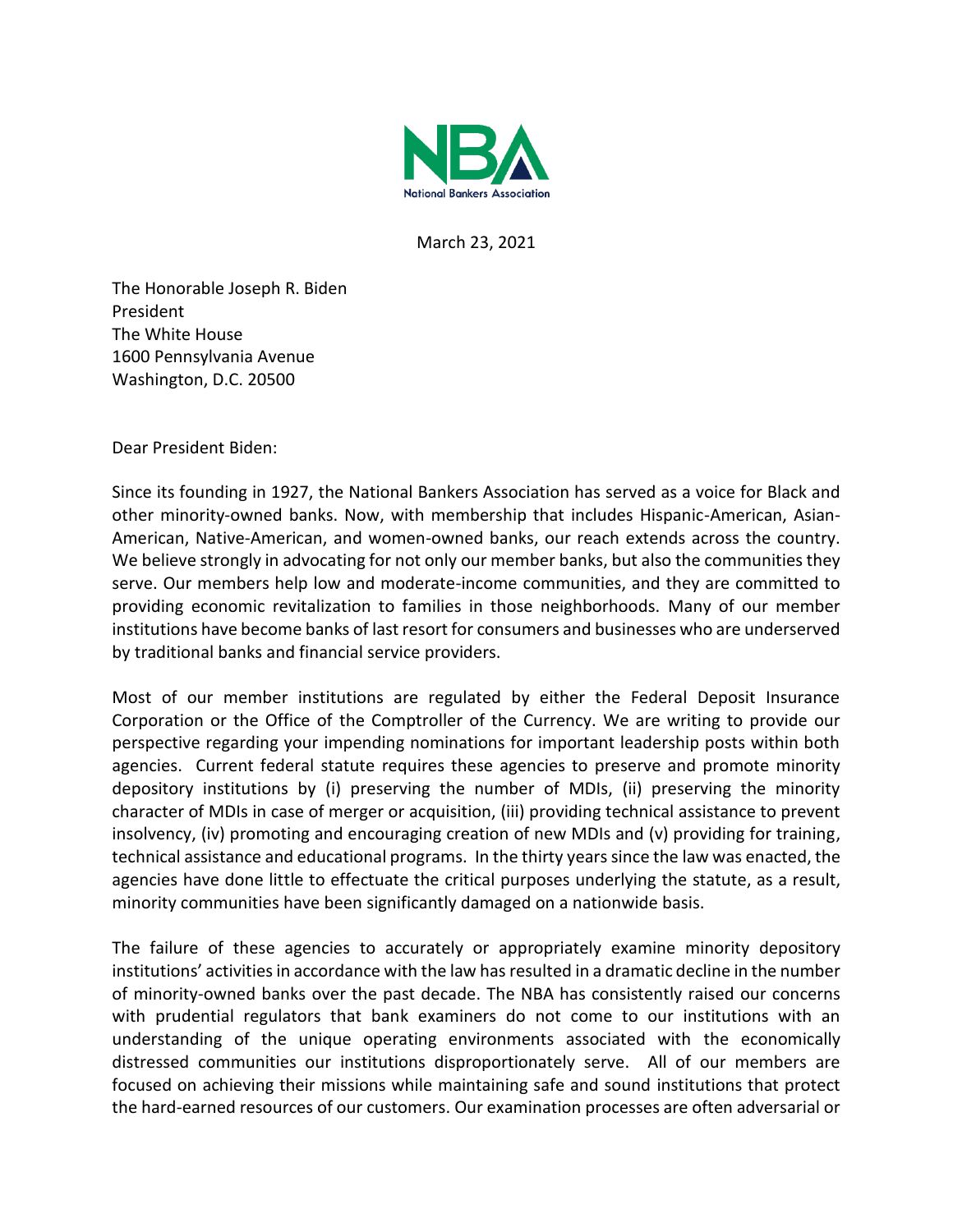NBA
National Bankers Association

March 23, 2021

The Honorable Joseph R. Biden
President
The White House
1600 Pennsylvania Avenue
Washington, D.C. 20500

Dear President Biden:

Since its founding in 1927, the National Bankers Association has served as a voice for Black and other minority-owned banks. Now, with membership that includes Hispanic-American, Asian-American, Native-American, and women-owned banks, our reach extends across the country. We believe strongly in advocating for not only our member banks, but also the communities they serve. Our members help low and moderate-income communities, and they are committed to providing economic revitalization to families in those neighborhoods. Many of our member institutions have become banks of last resort for consumers and businesses who are underserved by traditional banks and financial service providers.

Most of our member institutions are regulated by either the Federal Deposit Insurance Corporation or the Office of the Comptroller of the Currency. We are writing to provide our perspective regarding your impending nominations for important leadership posts within both agencies. Current federal statute requires these agencies to preserve and promote minority depository institutions by (i) preserving the number of MDIs, (ii) preserving the minority character of MDIs in case of merger or acquisition, (iii) providing technical assistance to prevent insolvency, (iv) promoting and encouraging creation of new MDIs and (v) providing for training, technical assistance and educational programs. In the thirty years since the law was enacted, the agencies have done little to effectuate the critical purposes underlying the statute, as a result, minority communities have been significantly damaged on a nationwide basis.

The failure of these agencies to accurately or appropriately examine minority depository institutions' activities in accordance with the law has resulted in a dramatic decline in the number of minority-owned banks over the past decade. The NBA has consistently raised our concerns with prudential regulators that bank examiners do not come to our institutions with an understanding of the unique operating environments associated with the economically distressed communities our institutions disproportionately serve. All of our members are focused on achieving their missions while maintaining safe and sound institutions that protect the hard-earned resources of our customers. Our examination processes are often adversarial or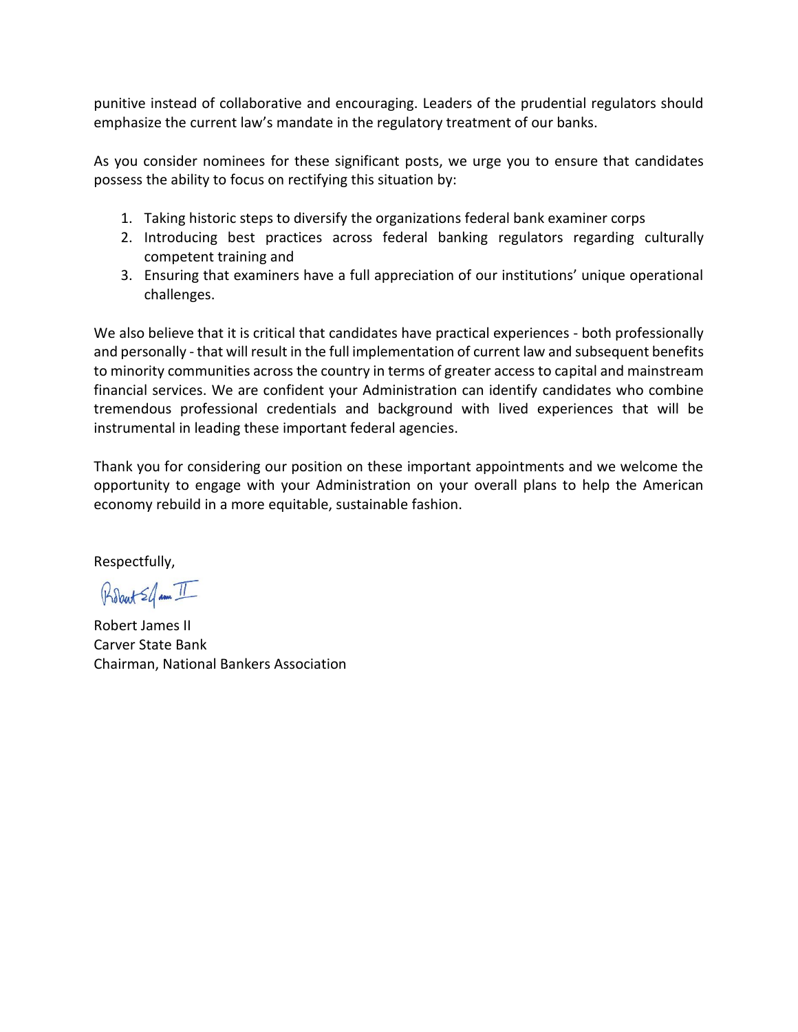punitive instead of collaborative and encouraging. Leaders of the prudential regulators should emphasize the current law's mandate in the regulatory treatment of our banks.

As you consider nominees for these significant posts, we urge you to ensure that candidates possess the ability to focus on rectifying this situation by:

1. Taking historic steps to diversify the organizations federal bank examiner corps
2. Introducing best practices across federal banking regulators regarding culturally competent training and
3. Ensuring that examiners have a full appreciation of our institutions' unique operational challenges.

We also believe that it is critical that candidates have practical experiences - both professionally and personally - that will result in the full implementation of current law and subsequent benefits to minority communities across the country in terms of greater access to capital and mainstream financial services. We are confident your Administration can identify candidates who combine tremendous professional credentials and background with lived experiences that will be instrumental in leading these important federal agencies.

Thank you for considering our position on these important appointments and we welcome the opportunity to engage with your Administration on your overall plans to help the American economy rebuild in a more equitable, sustainable fashion.

Respectfully,

Robert James II
Carver State Bank
Chairman, National Bankers Association